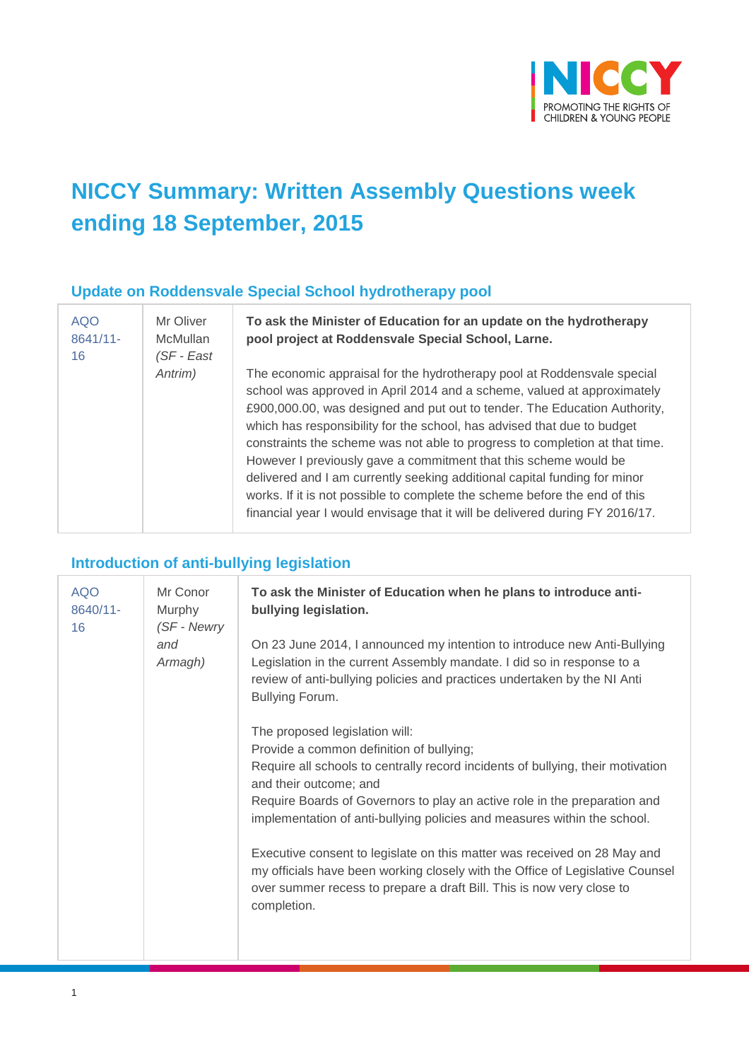# NICCY Summary: Written Assembly Questions week ending 18 September, 2015

## Update on Roddensvale Special School hydrotherapy pool

| AQO 8641/11-16 | Mr Oliver McMullan *(SF - East Antrim)* | **To ask the Minister of Education for an update on the hydrotherapy pool project at Roddensvale Special School, Larne.**<br><br>The economic appraisal for the hydrotherapy pool at Roddensvale special school was approved in April 2014 and a scheme, valued at approximately £900,000.00, was designed and put out to tender. The Education Authority, which has responsibility for the school, has advised that due to budget constraints the scheme was not able to progress to completion at that time. However I previously gave a commitment that this scheme would be delivered and I am currently seeking additional capital funding for minor works. If it is not possible to complete the scheme before the end of this financial year I would envisage that it will be delivered during FY 2016/17. |
|---|---|---|

## Introduction of anti-bullying legislation

| AQO 8640/11-16 | Mr Conor Murphy *(SF - Newry and Armagh)* | **To ask the Minister of Education when he plans to introduce anti-bullying legislation.**<br><br>On 23 June 2014, I announced my intention to introduce new Anti-Bullying Legislation in the current Assembly mandate. I did so in response to a review of anti-bullying policies and practices undertaken by the NI Anti Bullying Forum.<br><br>The proposed legislation will:<br>Provide a common definition of bullying;<br>Require all schools to centrally record incidents of bullying, their motivation and their outcome; and<br>Require Boards of Governors to play an active role in the preparation and implementation of anti-bullying policies and measures within the school.<br><br>Executive consent to legislate on this matter was received on 28 May and my officials have been working closely with the Office of Legislative Counsel over summer recess to prepare a draft Bill. This is now very close to completion. |
|---|---|---|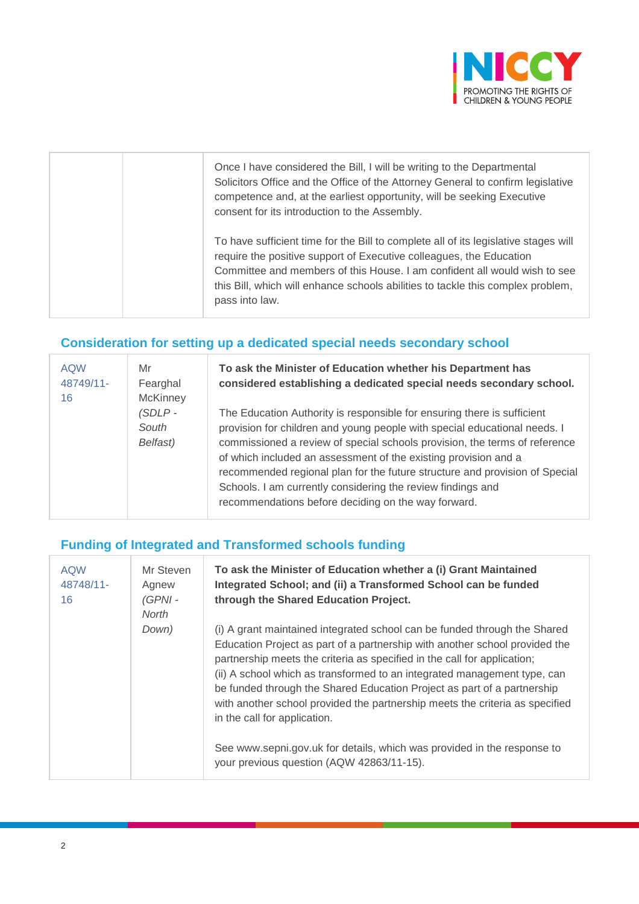| | | |
|---|---|---|
| | | Once I have considered the Bill, I will be writing to the Departmental Solicitors Office and the Office of the Attorney General to confirm legislative competence and, at the earliest opportunity, will be seeking Executive consent for its introduction to the Assembly.<br><br>To have sufficient time for the Bill to complete all of its legislative stages will require the positive support of Executive colleagues, the Education Committee and members of this House. I am confident all would wish to see this Bill, which will enhance schools abilities to tackle this complex problem, pass into law. |

## Consideration for setting up a dedicated special needs secondary school

| | | |
|---|---|---|
| AQW 48749/11-16 | Mr Fearghal McKinney *(SDLP - South Belfast)* | **To ask the Minister of Education whether his Department has considered establishing a dedicated special needs secondary school.**<br><br>The Education Authority is responsible for ensuring there is sufficient provision for children and young people with special educational needs. I commissioned a review of special schools provision, the terms of reference of which included an assessment of the existing provision and a recommended regional plan for the future structure and provision of Special Schools. I am currently considering the review findings and recommendations before deciding on the way forward. |

## Funding of Integrated and Transformed schools funding

| | | |
|---|---|---|
| AQW 48748/11-16 | Mr Steven Agnew *(GPNI - North Down)* | **To ask the Minister of Education whether a (i) Grant Maintained Integrated School; and (ii) a Transformed School can be funded through the Shared Education Project.**<br><br>(i) A grant maintained integrated school can be funded through the Shared Education Project as part of a partnership with another school provided the partnership meets the criteria as specified in the call for application;<br>(ii) A school which as transformed to an integrated management type, can be funded through the Shared Education Project as part of a partnership with another school provided the partnership meets the criteria as specified in the call for application.<br><br>See www.sepni.gov.uk for details, which was provided in the response to your previous question (AQW 42863/11-15). |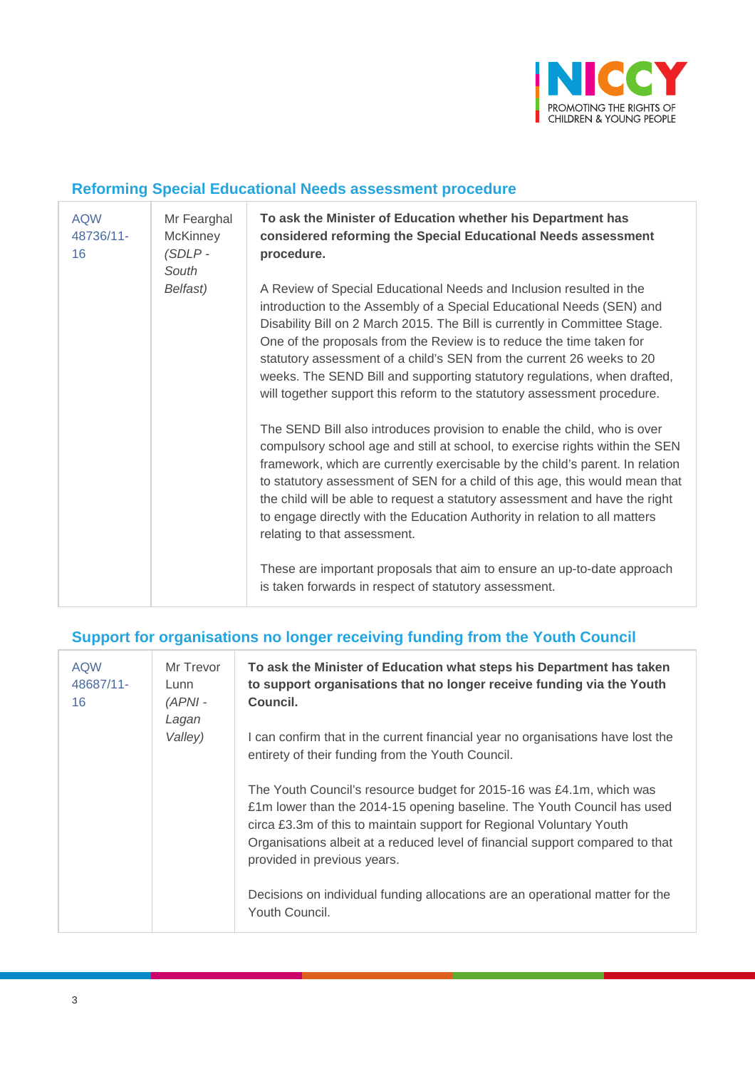## Reforming Special Educational Needs assessment procedure

| | | |
|---|---|---|
| AQW 48736/11-16 | Mr Fearghal McKinney *(SDLP - South Belfast)* | **To ask the Minister of Education whether his Department has considered reforming the Special Educational Needs assessment procedure.**<br><br>A Review of Special Educational Needs and Inclusion resulted in the introduction to the Assembly of a Special Educational Needs (SEN) and Disability Bill on 2 March 2015. The Bill is currently in Committee Stage. One of the proposals from the Review is to reduce the time taken for statutory assessment of a child's SEN from the current 26 weeks to 20 weeks. The SEND Bill and supporting statutory regulations, when drafted, will together support this reform to the statutory assessment procedure.<br><br>The SEND Bill also introduces provision to enable the child, who is over compulsory school age and still at school, to exercise rights within the SEN framework, which are currently exercisable by the child's parent. In relation to statutory assessment of SEN for a child of this age, this would mean that the child will be able to request a statutory assessment and have the right to engage directly with the Education Authority in relation to all matters relating to that assessment.<br><br>These are important proposals that aim to ensure an up-to-date approach is taken forwards in respect of statutory assessment. |

## Support for organisations no longer receiving funding from the Youth Council

| | | |
|---|---|---|
| AQW 48687/11-16 | Mr Trevor Lunn *(APNI - Lagan Valley)* | **To ask the Minister of Education what steps his Department has taken to support organisations that no longer receive funding via the Youth Council.**<br><br>I can confirm that in the current financial year no organisations have lost the entirety of their funding from the Youth Council.<br><br>The Youth Council's resource budget for 2015-16 was £4.1m, which was £1m lower than the 2014-15 opening baseline. The Youth Council has used circa £3.3m of this to maintain support for Regional Voluntary Youth Organisations albeit at a reduced level of financial support compared to that provided in previous years.<br><br>Decisions on individual funding allocations are an operational matter for the Youth Council. |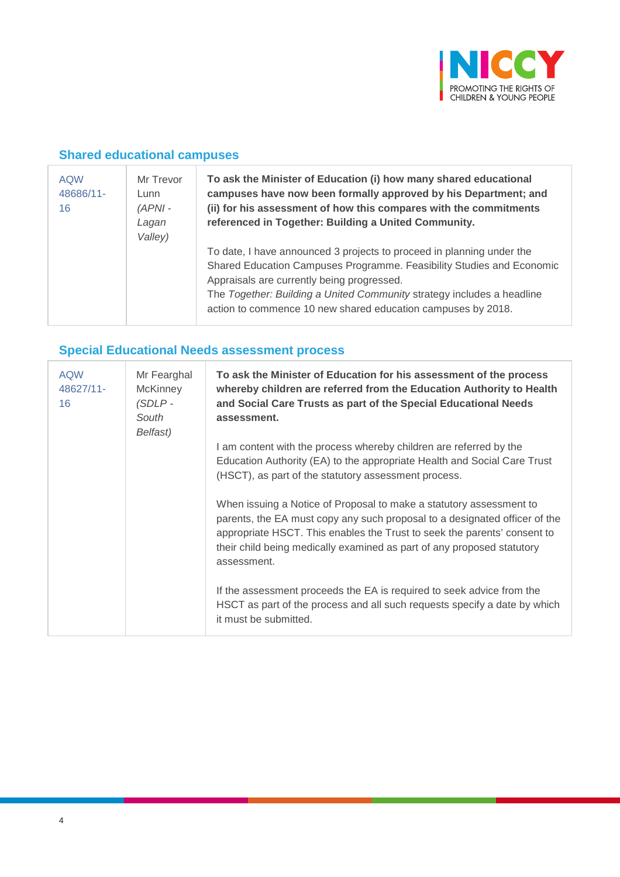## Shared educational campuses

| | | |
|---|---|---|
| AQW 48686/11-16 | Mr Trevor Lunn *(APNI - Lagan Valley)* | **To ask the Minister of Education (i) how many shared educational campuses have now been formally approved by his Department; and (ii) for his assessment of how this compares with the commitments referenced in Together: Building a United Community.**<br><br>To date, I have announced 3 projects to proceed in planning under the Shared Education Campuses Programme. Feasibility Studies and Economic Appraisals are currently being progressed.<br>The *Together: Building a United Community* strategy includes a headline action to commence 10 new shared education campuses by 2018. |

## Special Educational Needs assessment process

| | | |
|---|---|---|
| AQW 48627/11-16 | Mr Fearghal McKinney *(SDLP - South Belfast)* | **To ask the Minister of Education for his assessment of the process whereby children are referred from the Education Authority to Health and Social Care Trusts as part of the Special Educational Needs assessment.**<br><br>I am content with the process whereby children are referred by the Education Authority (EA) to the appropriate Health and Social Care Trust (HSCT), as part of the statutory assessment process.<br><br>When issuing a Notice of Proposal to make a statutory assessment to parents, the EA must copy any such proposal to a designated officer of the appropriate HSCT. This enables the Trust to seek the parents' consent to their child being medically examined as part of any proposed statutory assessment.<br><br>If the assessment proceeds the EA is required to seek advice from the HSCT as part of the process and all such requests specify a date by which it must be submitted. |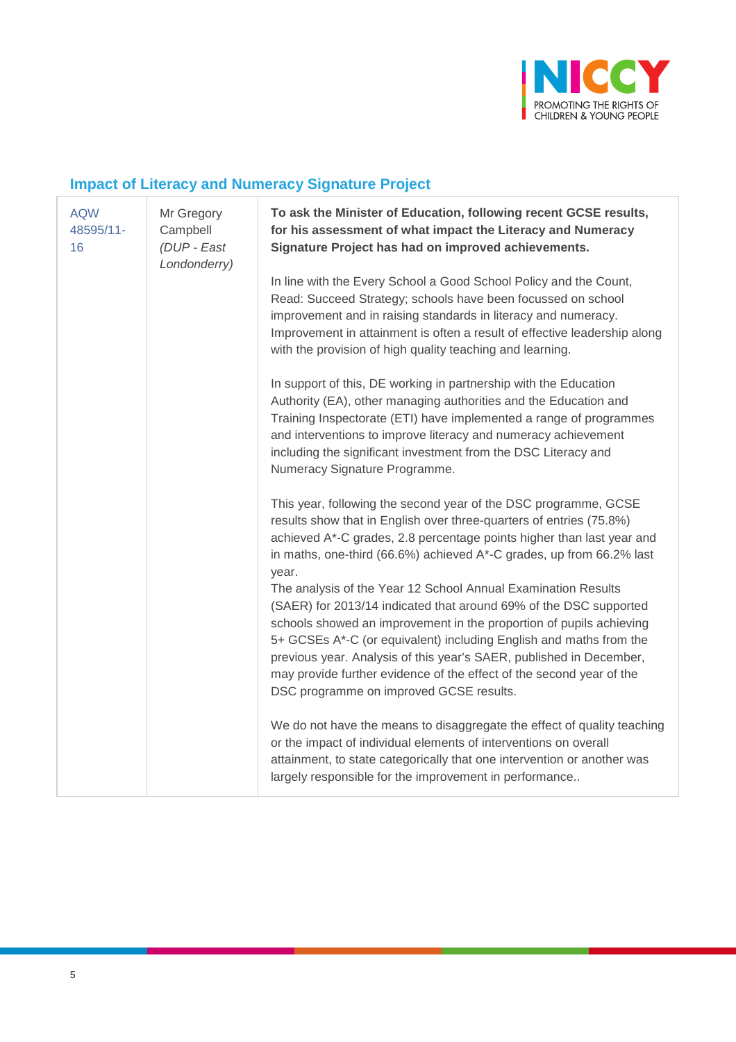## Impact of Literacy and Numeracy Signature Project

| | | |
|---|---|---|
| AQW 48595/11-16 | Mr Gregory Campbell *(DUP - East Londonderry)* | **To ask the Minister of Education, following recent GCSE results, for his assessment of what impact the Literacy and Numeracy Signature Project has had on improved achievements.**<br><br>In line with the Every School a Good School Policy and the Count, Read: Succeed Strategy; schools have been focussed on school improvement and in raising standards in literacy and numeracy. Improvement in attainment is often a result of effective leadership along with the provision of high quality teaching and learning.<br><br>In support of this, DE working in partnership with the Education Authority (EA), other managing authorities and the Education and Training Inspectorate (ETI) have implemented a range of programmes and interventions to improve literacy and numeracy achievement including the significant investment from the DSC Literacy and Numeracy Signature Programme.<br><br>This year, following the second year of the DSC programme, GCSE results show that in English over three-quarters of entries (75.8%) achieved A*-C grades, 2.8 percentage points higher than last year and in maths, one-third (66.6%) achieved A*-C grades, up from 66.2% last year.<br>The analysis of the Year 12 School Annual Examination Results (SAER) for 2013/14 indicated that around 69% of the DSC supported schools showed an improvement in the proportion of pupils achieving 5+ GCSEs A*-C (or equivalent) including English and maths from the previous year. Analysis of this year's SAER, published in December, may provide further evidence of the effect of the second year of the DSC programme on improved GCSE results.<br><br>We do not have the means to disaggregate the effect of quality teaching or the impact of individual elements of interventions on overall attainment, to state categorically that one intervention or another was largely responsible for the improvement in performance.. |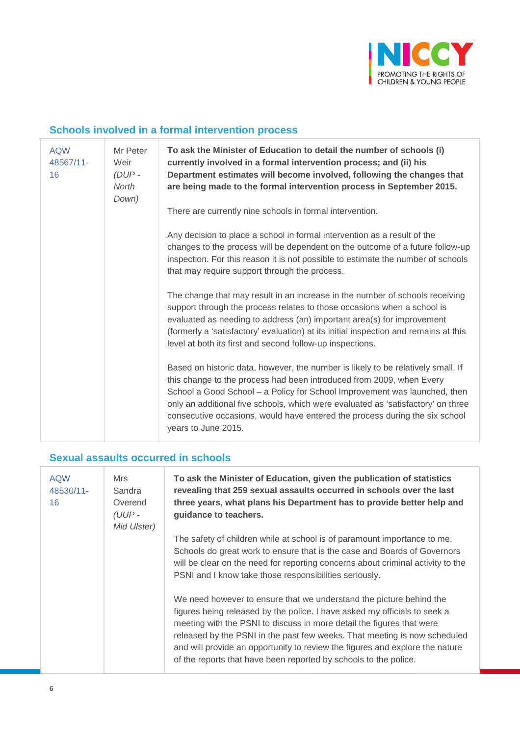## Schools involved in a formal intervention process

| | | |
|---|---|---|
| AQW 48567/11-16 | Mr Peter Weir *(DUP - North Down)* | **To ask the Minister of Education to detail the number of schools (i) currently involved in a formal intervention process; and (ii) his Department estimates will become involved, following the changes that are being made to the formal intervention process in September 2015.**<br><br>There are currently nine schools in formal intervention.<br><br>Any decision to place a school in formal intervention as a result of the changes to the process will be dependent on the outcome of a future follow-up inspection. For this reason it is not possible to estimate the number of schools that may require support through the process.<br><br>The change that may result in an increase in the number of schools receiving support through the process relates to those occasions when a school is evaluated as needing to address (an) important area(s) for improvement (formerly a 'satisfactory' evaluation) at its initial inspection and remains at this level at both its first and second follow-up inspections.<br><br>Based on historic data, however, the number is likely to be relatively small. If this change to the process had been introduced from 2009, when Every School a Good School – a Policy for School Improvement was launched, then only an additional five schools, which were evaluated as 'satisfactory' on three consecutive occasions, would have entered the process during the six school years to June 2015. |

## Sexual assaults occurred in schools

| | | |
|---|---|---|
| AQW 48530/11-16 | Mrs Sandra Overend *(UUP - Mid Ulster)* | **To ask the Minister of Education, given the publication of statistics revealing that 259 sexual assaults occurred in schools over the last three years, what plans his Department has to provide better help and guidance to teachers.**<br><br>The safety of children while at school is of paramount importance to me. Schools do great work to ensure that is the case and Boards of Governors will be clear on the need for reporting concerns about criminal activity to the PSNI and I know take those responsibilities seriously.<br><br>We need however to ensure that we understand the picture behind the figures being released by the police. I have asked my officials to seek a meeting with the PSNI to discuss in more detail the figures that were released by the PSNI in the past few weeks. That meeting is now scheduled and will provide an opportunity to review the figures and explore the nature of the reports that have been reported by schools to the police. |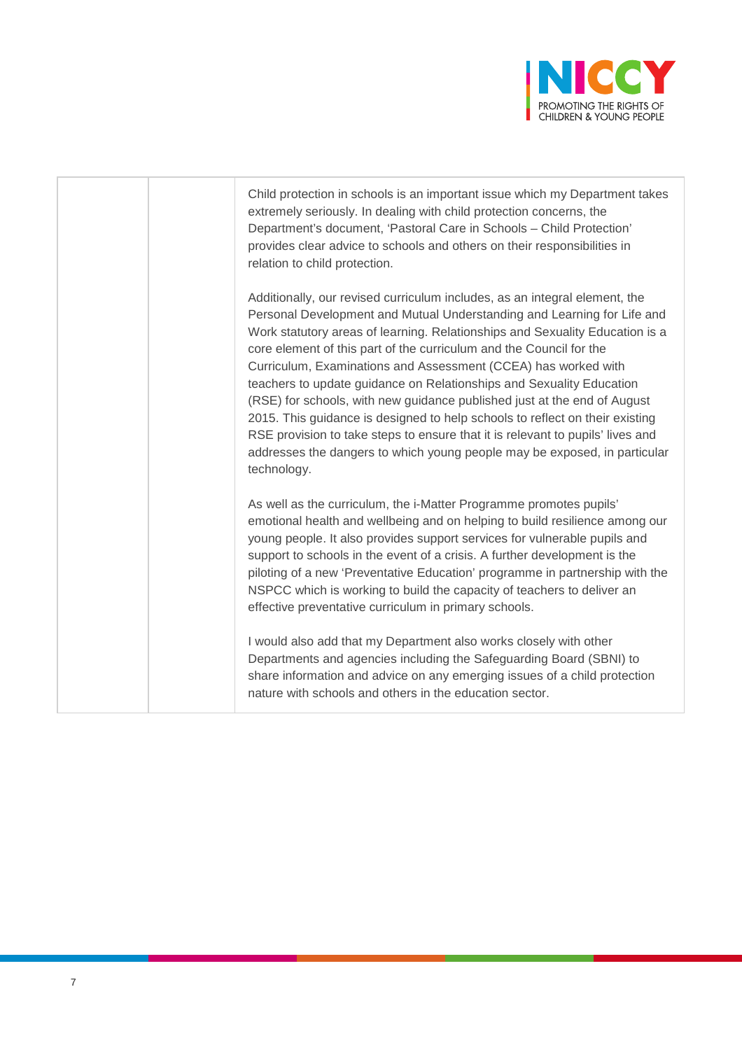| | | |
|---|---|---|
| | | Child protection in schools is an important issue which my Department takes extremely seriously. In dealing with child protection concerns, the Department's document, 'Pastoral Care in Schools – Child Protection' provides clear advice to schools and others on their responsibilities in relation to child protection.<br><br>Additionally, our revised curriculum includes, as an integral element, the Personal Development and Mutual Understanding and Learning for Life and Work statutory areas of learning. Relationships and Sexuality Education is a core element of this part of the curriculum and the Council for the Curriculum, Examinations and Assessment (CCEA) has worked with teachers to update guidance on Relationships and Sexuality Education (RSE) for schools, with new guidance published just at the end of August 2015. This guidance is designed to help schools to reflect on their existing RSE provision to take steps to ensure that it is relevant to pupils' lives and addresses the dangers to which young people may be exposed, in particular technology.<br><br>As well as the curriculum, the i-Matter Programme promotes pupils' emotional health and wellbeing and on helping to build resilience among our young people. It also provides support services for vulnerable pupils and support to schools in the event of a crisis. A further development is the piloting of a new 'Preventative Education' programme in partnership with the NSPCC which is working to build the capacity of teachers to deliver an effective preventative curriculum in primary schools.<br><br>I would also add that my Department also works closely with other Departments and agencies including the Safeguarding Board (SBNI) to share information and advice on any emerging issues of a child protection nature with schools and others in the education sector. |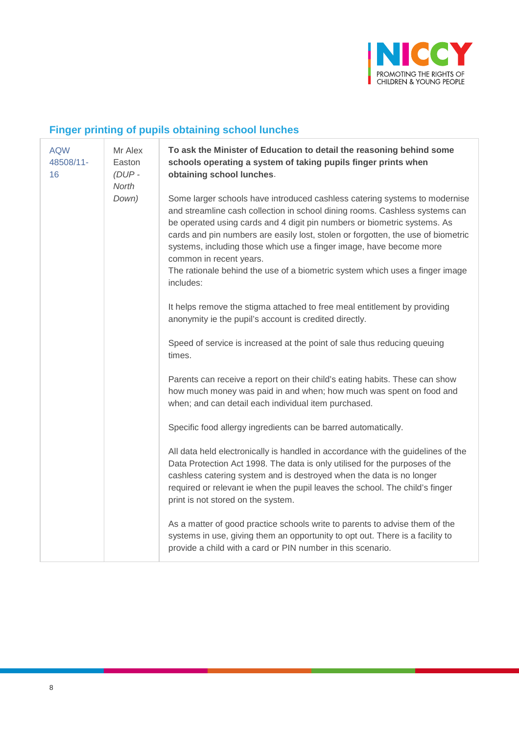## Finger printing of pupils obtaining school lunches

| | | |
|---|---|---|
| AQW 48508/11-16 | Mr Alex Easton *(DUP - North Down)* | **To ask the Minister of Education to detail the reasoning behind some schools operating a system of taking pupils finger prints when obtaining school lunches**.<br><br>Some larger schools have introduced cashless catering systems to modernise and streamline cash collection in school dining rooms. Cashless systems can be operated using cards and 4 digit pin numbers or biometric systems. As cards and pin numbers are easily lost, stolen or forgotten, the use of biometric systems, including those which use a finger image, have become more common in recent years.<br>The rationale behind the use of a biometric system which uses a finger image includes:<br><br>It helps remove the stigma attached to free meal entitlement by providing anonymity ie the pupil's account is credited directly.<br><br>Speed of service is increased at the point of sale thus reducing queuing times.<br><br>Parents can receive a report on their child's eating habits. These can show how much money was paid in and when; how much was spent on food and when; and can detail each individual item purchased.<br><br>Specific food allergy ingredients can be barred automatically.<br><br>All data held electronically is handled in accordance with the guidelines of the Data Protection Act 1998. The data is only utilised for the purposes of the cashless catering system and is destroyed when the data is no longer required or relevant ie when the pupil leaves the school. The child's finger print is not stored on the system.<br><br>As a matter of good practice schools write to parents to advise them of the systems in use, giving them an opportunity to opt out. There is a facility to provide a child with a card or PIN number in this scenario. |